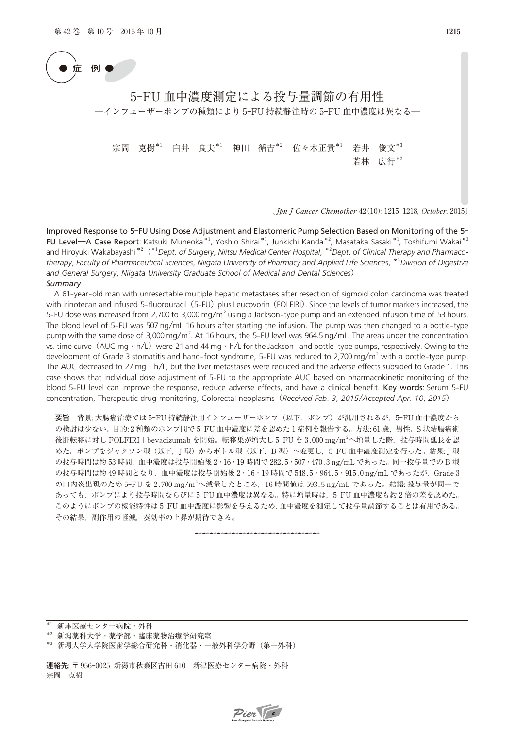●症　例●

# 5-FU 血中濃度測定による投与量調節の有用性

## —インフューザーポンプの種類により 5-FU 持続静注時の 5-FU 血中濃度は異なる—

宗岡　克樹[*1]　白井　良夫[*1]　神田　循吉[*2]　佐々木正貴[*1]　若井　俊文[*3]　若林　広行[*2]

〔*Jpn J Cancer Chemother* **42**(10): 1215-1218, *October*, 2015〕

**Improved Response to 5-FU Using Dose Adjustment and Elastomeric Pump Selection Based on Monitoring of the 5-FU Level—A Case Report**: Katsuki Muneoka[*1], Yoshio Shirai[*1], Junkichi Kanda[*2], Masataka Sasaki[*1], Toshifumi Wakai[*3] and Hiroyuki Wakabayashi[*2] ([*1]*Dept. of Surgery*, *Niitsu Medical Center Hospital*, [*2]*Dept. of Clinical Therapy and Pharmacotherapy*, *Faculty of Pharmaceutical Sciences*, *Niigata University of Pharmacy and Applied Life Sciences*, [*3]*Division of Digestive and General Surgery*, *Niigata University Graduate School of Medical and Dental Sciences*)

***Summary***

A 61-year-old man with unresectable multiple hepatic metastases after resection of sigmoid colon carcinoma was treated with irinotecan and infused 5-fluorouracil (5-FU) plus Leucovorin (FOLFIRI). Since the levels of tumor markers increased, the 5-FU dose was increased from 2,700 to 3,000 mg/m$^2$ using a Jackson-type pump and an extended infusion time of 53 hours. The blood level of 5-FU was 507 ng/mL 16 hours after starting the infusion. The pump was then changed to a bottle-type pump with the same dose of 3,000 mg/m$^2$. At 16 hours, the 5-FU level was 964.5 ng/mL. The areas under the concentration vs. time curve (AUC mg・h/L) were 21 and 44 mg・h/L for the Jackson- and bottle-type pumps, respectively. Owing to the development of Grade 3 stomatitis and hand-foot syndrome, 5-FU was reduced to 2,700 mg/m$^2$ with a bottle-type pump. The AUC decreased to 27 mg・h/L, but the liver metastases were reduced and the adverse effects subsided to Grade 1. This case shows that individual dose adjustment of 5-FU to the appropriate AUC based on pharmacokinetic monitoring of the blood 5-FU level can improve the response, reduce adverse effects, and have a clinical benefit. **Key words**: Serum 5-FU concentration, Therapeutic drug monitoring, Colorectal neoplasms (*Received Feb. 3, 2015/Accepted Apr. 10, 2015*)

**要旨**　背景: 大腸癌治療では 5-FU 持続静注用インフューザーポンプ（以下，ポンプ）が汎用されるが，5-FU 血中濃度からの検討は少ない。目的: 2 種類のポンプ間で 5-FU 血中濃度に差を認めた 1 症例を報告する。方法: 61 歳，男性。S 状結腸癌術後肝転移に対し FOLFIRI＋bevacizumab を開始。転移巣が増大し 5-FU を 3,000 mg/m$^2$へ増量した際，投与時間延長を認めた。ポンプをジャクソン型（以下，J 型）からボトル型（以下，B 型）へ変更し，5-FU 血中濃度測定を行った。結果: J 型の投与時間は約 53 時間，血中濃度は投与開始後 2・16・19 時間で 282.5・507・470.3 ng/mL であった。同一投与量での B 型の投与時間は約 49 時間となり，血中濃度は投与開始後 2・16・19 時間で 548.5・964.5・915.0 ng/mL であったが，Grade 3 の口内炎出現のため 5-FU を 2,700 mg/m$^2$へ減量したところ，16 時間値は 593.5 ng/mL であった。結語: 投与量が同一であっても，ポンプにより投与時間ならびに 5-FU 血中濃度は異なる。特に増量時は，5-FU 血中濃度も約 2 倍の差を認めた。このようにポンプの機能特性は 5-FU 血中濃度に影響を与えるため，血中濃度を測定して投与量調節することは有用である。その結果，副作用の軽減，奏効率の上昇が期待できる。

---

[*1] 新津医療センター病院・外科
[*2] 新潟薬科大学・薬学部・臨床薬物治療学研究室
[*3] 新潟大学大学院医歯学総合研究科・消化器・一般外科学分野（第一外科）

**連絡先**: 〒 956-0025　新潟市秋葉区古田 610　新津医療センター病院・外科
宗岡　克樹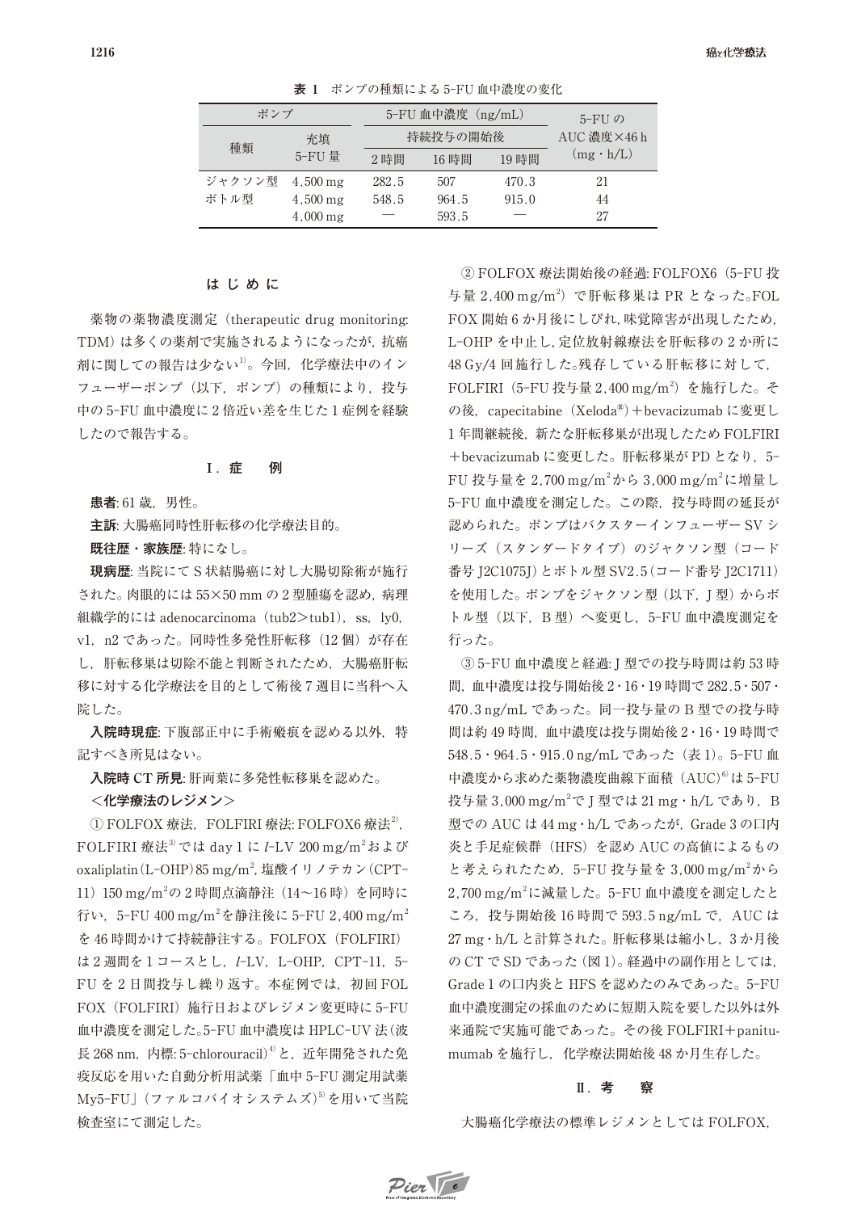**表 1** ポンプの種類による 5-FU 血中濃度の変化

| ポンプ | | 5-FU 血中濃度（ng/mL） | | | 5-FU の AUC 濃度×46 h（mg・h/L） |
|---|---|---|---|---|---|
| | | 持続投与の開始後 | | | |
| 種類 | 充填 5-FU 量 | 2 時間 | 16 時間 | 19 時間 | |
| ジャクソン型 | 4,500 mg | 282.5 | 507 | 470.3 | 21 |
| ボトル型 | 4,500 mg | 548.5 | 964.5 | 915.0 | 44 |
| | 4,000 mg | — | 593.5 | — | 27 |

## は じ め に

薬物の薬物濃度測定（therapeutic drug monitoring: TDM）は多くの薬剤で実施されるようになったが，抗癌剤に関しての報告は少ない[1]。今回，化学療法中のインフューザーポンプ（以下，ポンプ）の種類により，投与中の 5-FU 血中濃度に 2 倍近い差を生じた 1 症例を経験したので報告する。

## Ⅰ．症　例

**患者**: 61 歳，男性。

**主訴**: 大腸癌同時性肝転移の化学療法目的。

**既往歴・家族歴**: 特になし。

**現病歴**: 当院にて S 状結腸癌に対し大腸切除術が施行された。肉眼的には 55×50 mm の 2 型腫瘍を認め，病理組織学的には adenocarcinoma（tub2＞tub1），ss，ly0，v1，n2 であった。同時性多発性肝転移（12 個）が存在し，肝転移巣は切除不能と判断されたため，大腸癌肝転移に対する化学療法を目的として術後 7 週目に当科へ入院した。

**入院時現症**: 下腹部正中に手術瘢痕を認める以外，特記すべき所見はない。

**入院時 CT 所見**: 肝両葉に多発性転移巣を認めた。

**＜化学療法のレジメン＞**

① FOLFOX 療法，FOLFIRI 療法: FOLFOX6 療法[2]，FOLFIRI 療法[3]では day 1 に *l*-LV 200 mg/m$^2$ および oxaliplatin（L-OHP）85 mg/m$^2$，塩酸イリノテカン（CPT-11）150 mg/m$^2$ の 2 時間点滴静注（14～16 時）を同時に行い，5-FU 400 mg/m$^2$ を静注後に 5-FU 2,400 mg/m$^2$ を 46 時間かけて持続静注する。FOLFOX（FOLFIRI）は 2 週間を 1 コースとし，*l*-LV，L-OHP，CPT-11，5-FU を 2 日間投与し繰り返す。本症例では，初回 FOLFOX（FOLFIRI）施行日およびレジメン変更時に 5-FU 血中濃度を測定した。5-FU 血中濃度は HPLC-UV 法（波長 268 nm，内標: 5-chlorouracil）[4]と，近年開発された免疫反応を用いた自動分析用試薬「血中 5-FU 測定用試薬 My5-FU」（ファルコバイオシステムズ）[5]を用いて当院検査室にて測定した。

② FOLFOX 療法開始後の経過: FOLFOX6（5-FU 投与量 2,400 mg/m$^2$）で肝転移巣は PR となった。FOLFOX 開始 6 か月後にしびれ，味覚障害が出現したため，L-OHP を中止し，定位放射線療法を肝転移の 2 か所に 48 Gy/4 回施行した。残存している肝転移に対して，FOLFIRI（5-FU 投与量 2,400 mg/m$^2$）を施行した。その後，capecitabine（Xeloda®）＋bevacizumab に変更し 1 年間継続後，新たな肝転移巣が出現したため FOLFIRI＋bevacizumab に変更した。肝転移巣が PD となり，5-FU 投与量を 2,700 mg/m$^2$ から 3,000 mg/m$^2$ に増量し 5-FU 血中濃度を測定した。この際，投与時間の延長が認められた。ポンプはバクスターインフューザー SV シリーズ（スタンダードタイプ）のジャクソン型（コード番号 J2C1075J）とボトル型 SV2.5（コード番号 J2C1711）を使用した。ポンプをジャクソン型（以下，J 型）からボトル型（以下，B 型）へ変更し，5-FU 血中濃度測定を行った。

③ 5-FU 血中濃度と経過: J 型での投与時間は約 53 時間，血中濃度は投与開始後 2・16・19 時間で 282.5・507・470.3 ng/mL であった。同一投与量の B 型での投与時間は約 49 時間，血中濃度は投与開始後 2・16・19 時間で 548.5・964.5・915.0 ng/mL であった（表 1）。5-FU 血中濃度から求めた薬物濃度曲線下面積（AUC）[6]は 5-FU 投与量 3,000 mg/m$^2$ で J 型では 21 mg・h/L であり，B 型での AUC は 44 mg・h/L であったが，Grade 3 の口内炎と手足症候群（HFS）を認め AUC の高値によるものと考えられたため，5-FU 投与量を 3,000 mg/m$^2$ から 2,700 mg/m$^2$ に減量した。5-FU 血中濃度を測定したところ，投与開始後 16 時間で 593.5 ng/mL で，AUC は 27 mg・h/L と計算された。肝転移巣は縮小し，3 か月後の CT で SD であった（図 1）。経過中の副作用としては，Grade 1 の口内炎と HFS を認めたのみであった。5-FU 血中濃度測定の採血のために短期入院を要した以外は外来通院で実施可能であった。その後 FOLFIRI＋panitumumab を施行し，化学療法開始後 48 か月生存した。

## Ⅱ．考　察

大腸癌化学療法の標準レジメンとしては FOLFOX,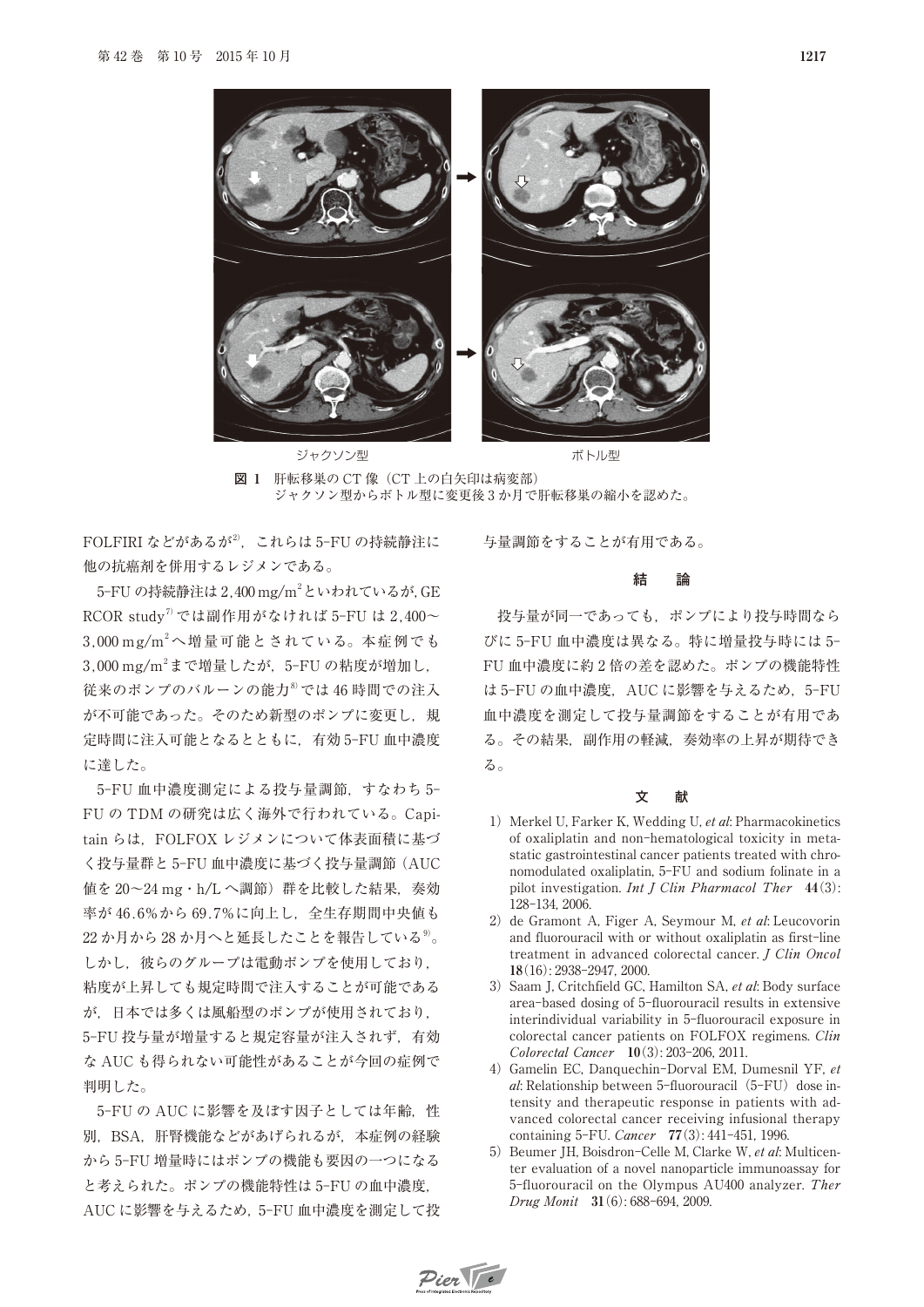ジャクソン型　　　　　　　　　　　　ボトル型

**図 1**　肝転移巣の CT 像（CT 上の白矢印は病変部）
ジャクソン型からボトル型に変更後 3 か月で肝転移巣の縮小を認めた。

FOLFIRI などがあるが[2]，これらは 5-FU の持続静注に他の抗癌剤を併用するレジメンである。

5-FU の持続静注は 2,400 mg/$m^2$ といわれているが，GERCOR study[7] では副作用がなければ 5-FU は 2,400～3,000 mg/$m^2$ へ増量可能とされている。本症例でも 3,000 mg/$m^2$ まで増量したが，5-FU の粘度が増加し，従来のポンプのバルーンの能力[8] では 46 時間での注入が不可能であった。そのため新型のポンプに変更し，規定時間に注入可能となるとともに，有効 5-FU 血中濃度に達した。

5-FU 血中濃度測定による投与量調節，すなわち 5-FU の TDM の研究は広く海外で行われている。Capitain らは，FOLFOX レジメンについて体表面積に基づく投与量群と 5-FU 血中濃度に基づく投与量調節（AUC 値を 20～24 mg・h/L へ調節）群を比較した結果，奏効率が 46.6%から 69.7%に向上し，全生存期間中央値も 22 か月から 28 か月へと延長したことを報告している[9]。しかし，彼らのグループは電動ポンプを使用しており，粘度が上昇しても規定時間で注入することが可能であるが，日本では多くは風船型のポンプが使用されており，5-FU 投与量が増量すると規定容量が注入されず，有効な AUC も得られない可能性があることが今回の症例で判明した。

5-FU の AUC に影響を及ぼす因子としては年齢，性別，BSA，肝腎機能などがあげられるが，本症例の経験から 5-FU 増量時にはポンプの機能も要因の一つになると考えられた。ポンプの機能特性は 5-FU の血中濃度，AUC に影響を与えるため，5-FU 血中濃度を測定して投与量調節をすることが有用である。

## 結　論

投与量が同一であっても，ポンプにより投与時間ならびに 5-FU 血中濃度は異なる。特に増量投与時には 5-FU 血中濃度に約 2 倍の差を認めた。ポンプの機能特性は 5-FU の血中濃度，AUC に影響を与えるため，5-FU 血中濃度を測定して投与量調節をすることが有用である。その結果，副作用の軽減，奏効率の上昇が期待できる。

## 文　献

1) Merkel U, Farker K, Wedding U, *et al*: Pharmacokinetics of oxaliplatin and non-hematological toxicity in metastatic gastrointestinal cancer patients treated with chronomodulated oxaliplatin, 5-FU and sodium folinate in a pilot investigation. *Int J Clin Pharmacol Ther* **44**(3): 128-134, 2006.
2) de Gramont A, Figer A, Seymour M, *et al*: Leucovorin and fluorouracil with or without oxaliplatin as first-line treatment in advanced colorectal cancer. *J Clin Oncol* **18**(16): 2938-2947, 2000.
3) Saam J, Critchfield GC, Hamilton SA, *et al*: Body surface area-based dosing of 5-fluorouracil results in extensive interindividual variability in 5-fluorouracil exposure in colorectal cancer patients on FOLFOX regimens. *Clin Colorectal Cancer* **10**(3): 203-206, 2011.
4) Gamelin EC, Danquechin-Dorval EM, Dumesnil YF, *et al*: Relationship between 5-fluorouracil (5-FU) dose intensity and therapeutic response in patients with advanced colorectal cancer receiving infusional therapy containing 5-FU. *Cancer* **77**(3): 441-451, 1996.
5) Beumer JH, Boisdron-Celle M, Clarke W, *et al*: Multicenter evaluation of a novel nanoparticle immunoassay for 5-fluorouracil on the Olympus AU400 analyzer. *Ther Drug Monit* **31**(6): 688-694, 2009.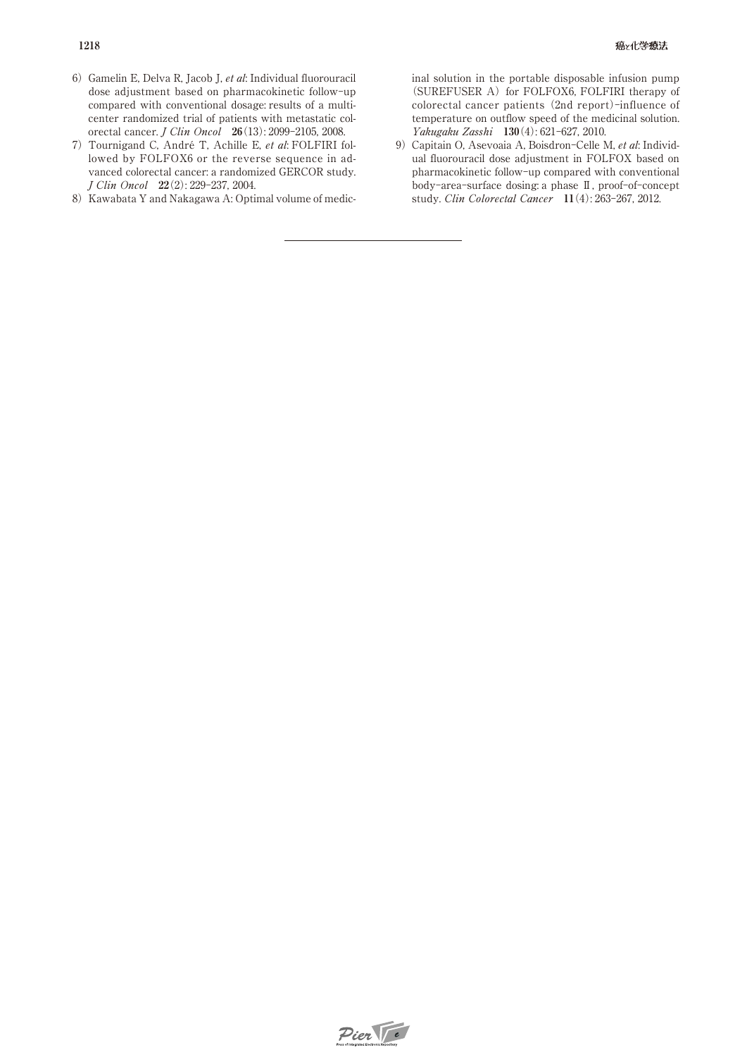6) Gamelin E, Delva R, Jacob J, *et al*: Individual fluorouracil dose adjustment based on pharmacokinetic follow-up compared with conventional dosage: results of a multicenter randomized trial of patients with metastatic colorectal cancer. *J Clin Oncol* **26**(13): 2099-2105, 2008.

7) Tournigand C, André T, Achille E, *et al*: FOLFIRI followed by FOLFOX6 or the reverse sequence in advanced colorectal cancer: a randomized GERCOR study. *J Clin Oncol* **22**(2): 229-237, 2004.

8) Kawabata Y and Nakagawa A: Optimal volume of medicinal solution in the portable disposable infusion pump (SUREFUSER A) for FOLFOX6, FOLFIRI therapy of colorectal cancer patients (2nd report)-influence of temperature on outflow speed of the medicinal solution. *Yakugaku Zasshi* **130**(4): 621-627, 2010.

9) Capitain O, Asevoaia A, Boisdron-Celle M, *et al*: Individual fluorouracil dose adjustment in FOLFOX based on pharmacokinetic follow-up compared with conventional body-area-surface dosing: a phase Ⅱ, proof-of-concept study. *Clin Colorectal Cancer* **11**(4): 263-267, 2012.